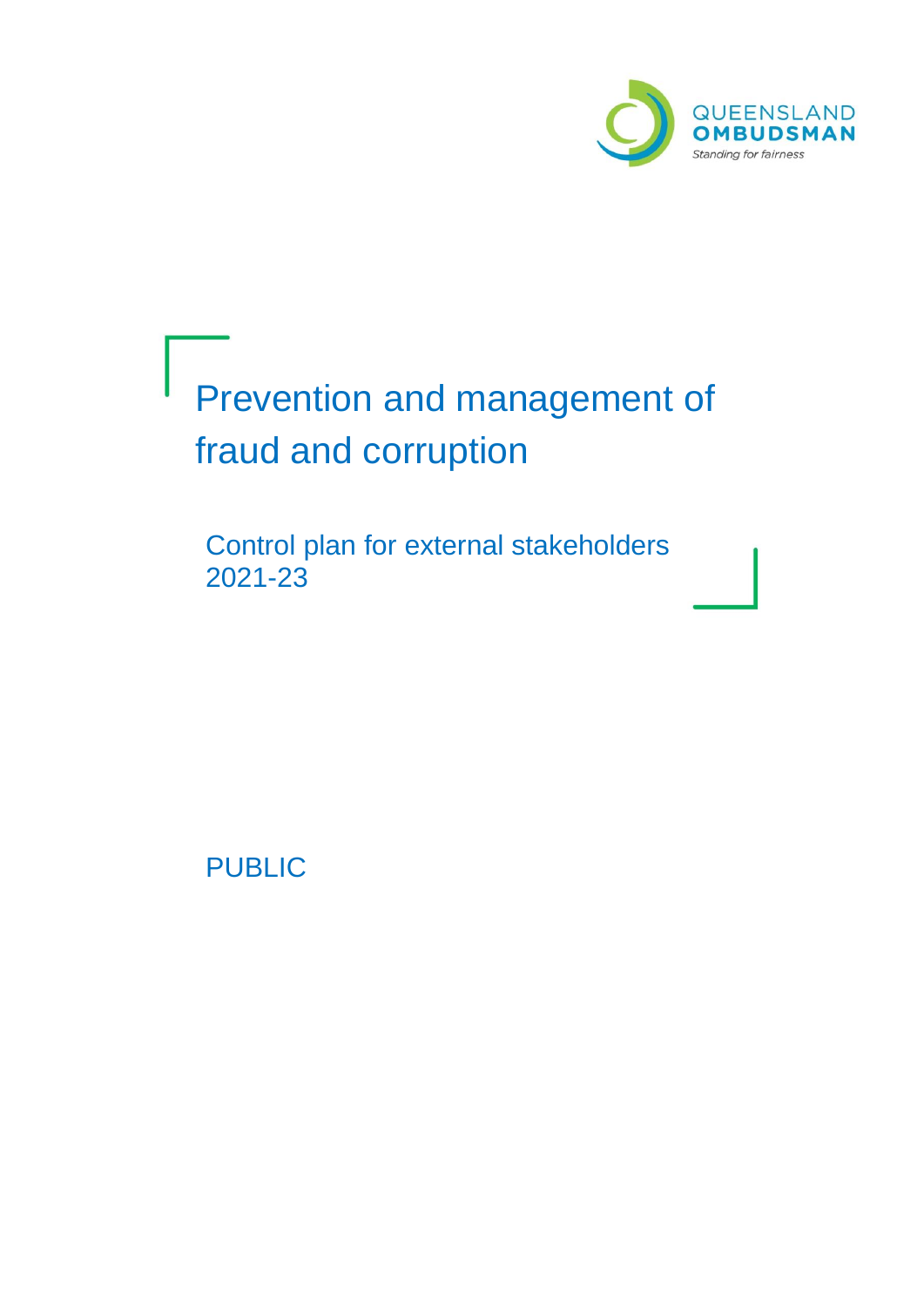QUEENSLAND
**OMBUDSMAN**
*Standing for fairness*

# Prevention and management of fraud and corruption

## Control plan for external stakeholders 2021-23

PUBLIC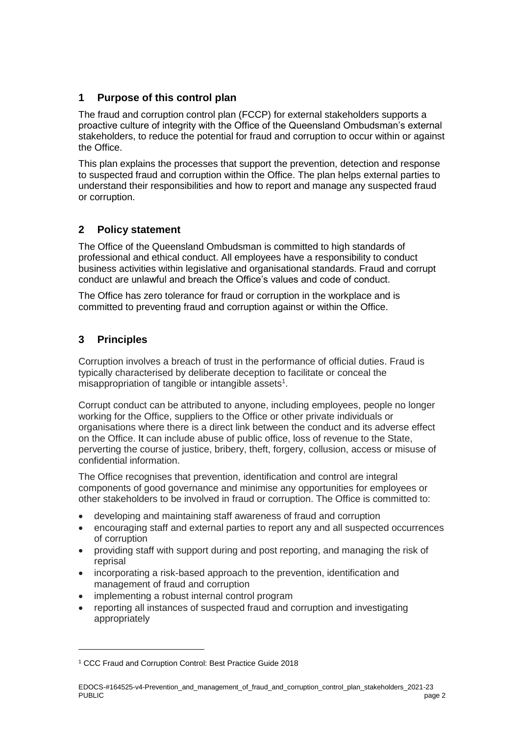## 1 Purpose of this control plan

The fraud and corruption control plan (FCCP) for external stakeholders supports a proactive culture of integrity with the Office of the Queensland Ombudsman's external stakeholders, to reduce the potential for fraud and corruption to occur within or against the Office.

This plan explains the processes that support the prevention, detection and response to suspected fraud and corruption within the Office. The plan helps external parties to understand their responsibilities and how to report and manage any suspected fraud or corruption.

## 2 Policy statement

The Office of the Queensland Ombudsman is committed to high standards of professional and ethical conduct. All employees have a responsibility to conduct business activities within legislative and organisational standards. Fraud and corrupt conduct are unlawful and breach the Office's values and code of conduct.

The Office has zero tolerance for fraud or corruption in the workplace and is committed to preventing fraud and corruption against or within the Office.

## 3 Principles

Corruption involves a breach of trust in the performance of official duties. Fraud is typically characterised by deliberate deception to facilitate or conceal the misappropriation of tangible or intangible assets[1].

Corrupt conduct can be attributed to anyone, including employees, people no longer working for the Office, suppliers to the Office or other private individuals or organisations where there is a direct link between the conduct and its adverse effect on the Office. It can include abuse of public office, loss of revenue to the State, perverting the course of justice, bribery, theft, forgery, collusion, access or misuse of confidential information.

The Office recognises that prevention, identification and control are integral components of good governance and minimise any opportunities for employees or other stakeholders to be involved in fraud or corruption. The Office is committed to:

- developing and maintaining staff awareness of fraud and corruption
- encouraging staff and external parties to report any and all suspected occurrences of corruption
- providing staff with support during and post reporting, and managing the risk of reprisal
- incorporating a risk-based approach to the prevention, identification and management of fraud and corruption
- implementing a robust internal control program
- reporting all instances of suspected fraud and corruption and investigating appropriately

[1] CCC Fraud and Corruption Control: Best Practice Guide 2018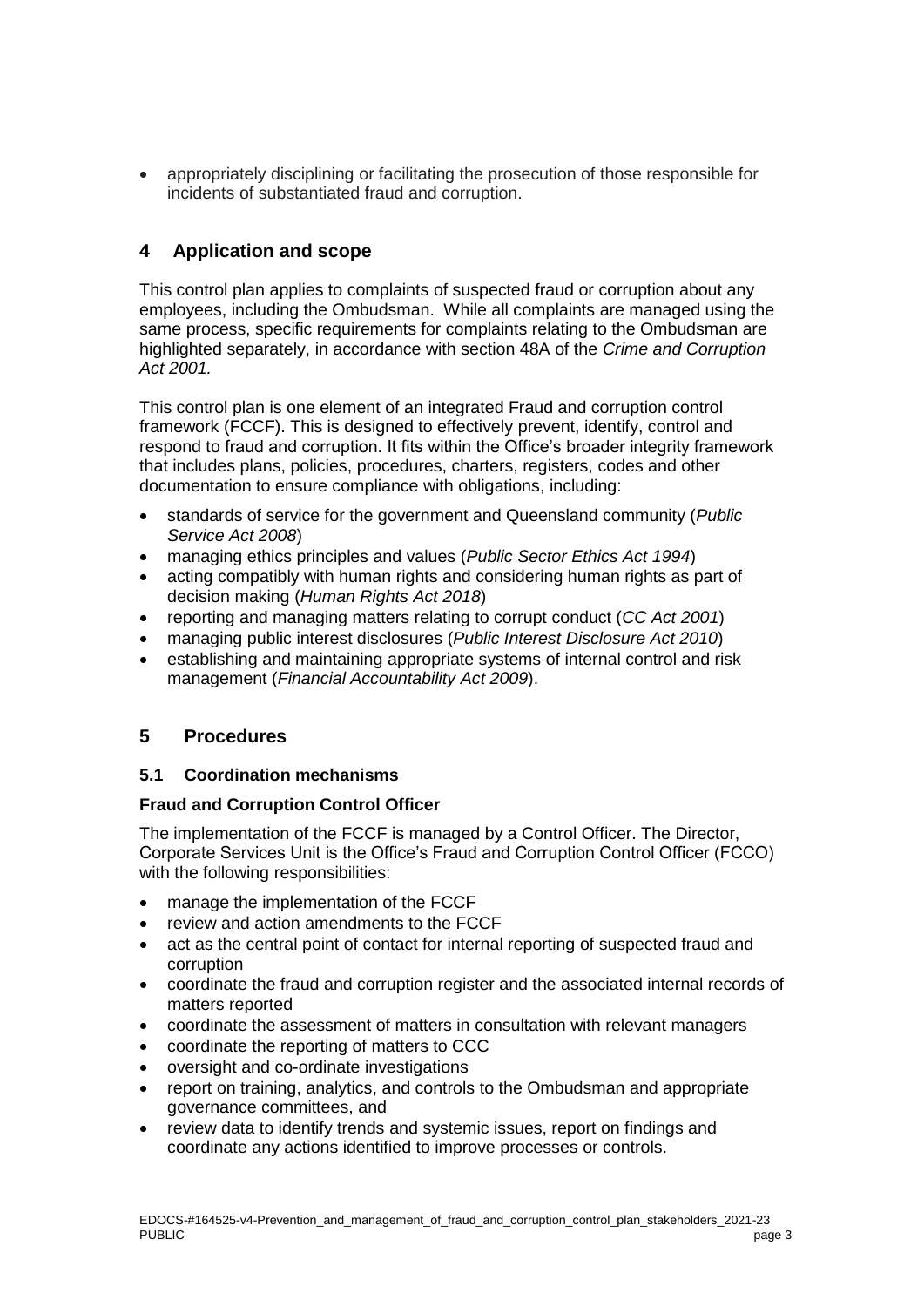- appropriately disciplining or facilitating the prosecution of those responsible for incidents of substantiated fraud and corruption.

## 4 Application and scope

This control plan applies to complaints of suspected fraud or corruption about any employees, including the Ombudsman. While all complaints are managed using the same process, specific requirements for complaints relating to the Ombudsman are highlighted separately, in accordance with section 48A of the *Crime and Corruption Act 2001.*

This control plan is one element of an integrated Fraud and corruption control framework (FCCF). This is designed to effectively prevent, identify, control and respond to fraud and corruption. It fits within the Office's broader integrity framework that includes plans, policies, procedures, charters, registers, codes and other documentation to ensure compliance with obligations, including:

- standards of service for the government and Queensland community (*Public Service Act 2008*)
- managing ethics principles and values (*Public Sector Ethics Act 1994*)
- acting compatibly with human rights and considering human rights as part of decision making (*Human Rights Act 2018*)
- reporting and managing matters relating to corrupt conduct (*CC Act 2001*)
- managing public interest disclosures (*Public Interest Disclosure Act 2010*)
- establishing and maintaining appropriate systems of internal control and risk management (*Financial Accountability Act 2009*).

## 5 Procedures

### 5.1 Coordination mechanisms

**Fraud and Corruption Control Officer**

The implementation of the FCCF is managed by a Control Officer. The Director, Corporate Services Unit is the Office's Fraud and Corruption Control Officer (FCCO) with the following responsibilities:

- manage the implementation of the FCCF
- review and action amendments to the FCCF
- act as the central point of contact for internal reporting of suspected fraud and corruption
- coordinate the fraud and corruption register and the associated internal records of matters reported
- coordinate the assessment of matters in consultation with relevant managers
- coordinate the reporting of matters to CCC
- oversight and co-ordinate investigations
- report on training, analytics, and controls to the Ombudsman and appropriate governance committees, and
- review data to identify trends and systemic issues, report on findings and coordinate any actions identified to improve processes or controls.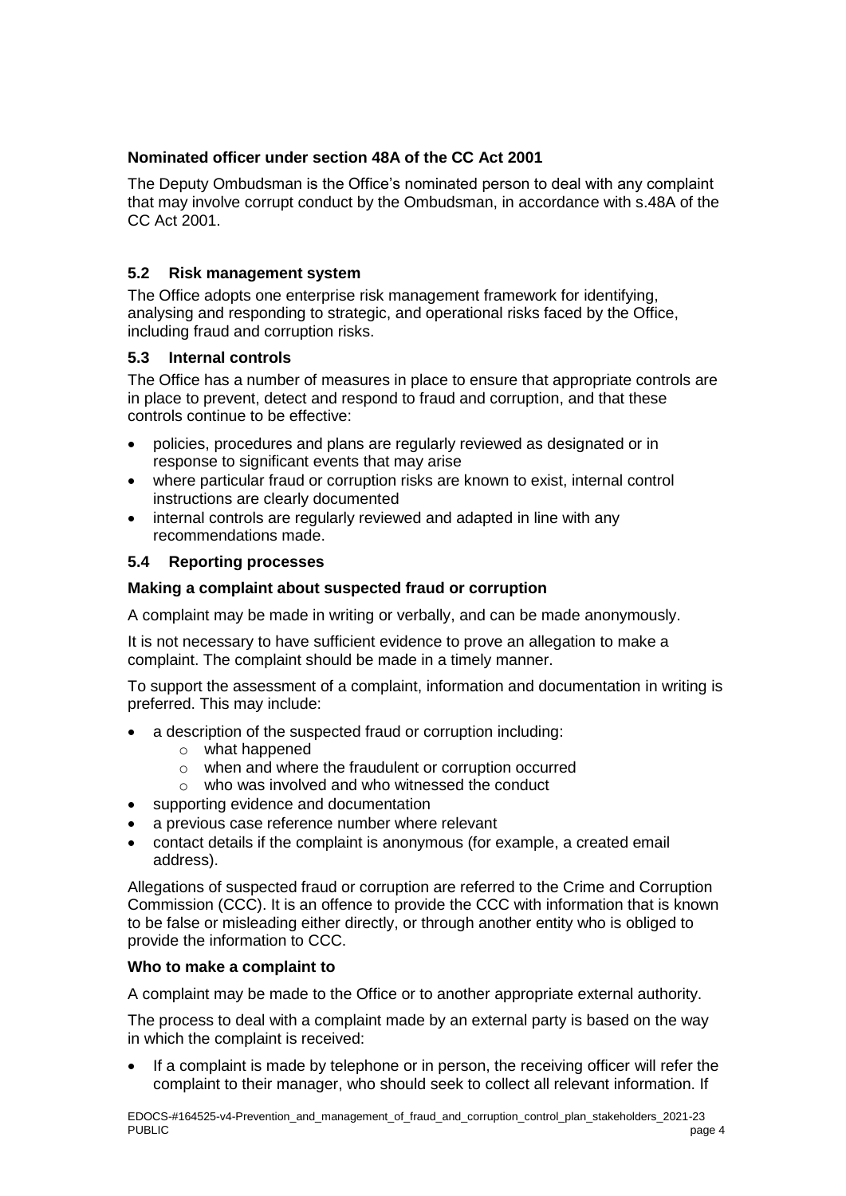**Nominated officer under section 48A of the CC Act 2001**

The Deputy Ombudsman is the Office's nominated person to deal with any complaint that may involve corrupt conduct by the Ombudsman, in accordance with s.48A of the CC Act 2001.

### 5.2 Risk management system

The Office adopts one enterprise risk management framework for identifying, analysing and responding to strategic, and operational risks faced by the Office, including fraud and corruption risks.

### 5.3 Internal controls

The Office has a number of measures in place to ensure that appropriate controls are in place to prevent, detect and respond to fraud and corruption, and that these controls continue to be effective:

- policies, procedures and plans are regularly reviewed as designated or in response to significant events that may arise
- where particular fraud or corruption risks are known to exist, internal control instructions are clearly documented
- internal controls are regularly reviewed and adapted in line with any recommendations made.

### 5.4 Reporting processes

**Making a complaint about suspected fraud or corruption**

A complaint may be made in writing or verbally, and can be made anonymously.

It is not necessary to have sufficient evidence to prove an allegation to make a complaint. The complaint should be made in a timely manner.

To support the assessment of a complaint, information and documentation in writing is preferred. This may include:

- a description of the suspected fraud or corruption including:
  - what happened
  - when and where the fraudulent or corruption occurred
  - who was involved and who witnessed the conduct
- supporting evidence and documentation
- a previous case reference number where relevant
- contact details if the complaint is anonymous (for example, a created email address).

Allegations of suspected fraud or corruption are referred to the Crime and Corruption Commission (CCC). It is an offence to provide the CCC with information that is known to be false or misleading either directly, or through another entity who is obliged to provide the information to CCC.

**Who to make a complaint to**

A complaint may be made to the Office or to another appropriate external authority.

The process to deal with a complaint made by an external party is based on the way in which the complaint is received:

- If a complaint is made by telephone or in person, the receiving officer will refer the complaint to their manager, who should seek to collect all relevant information. If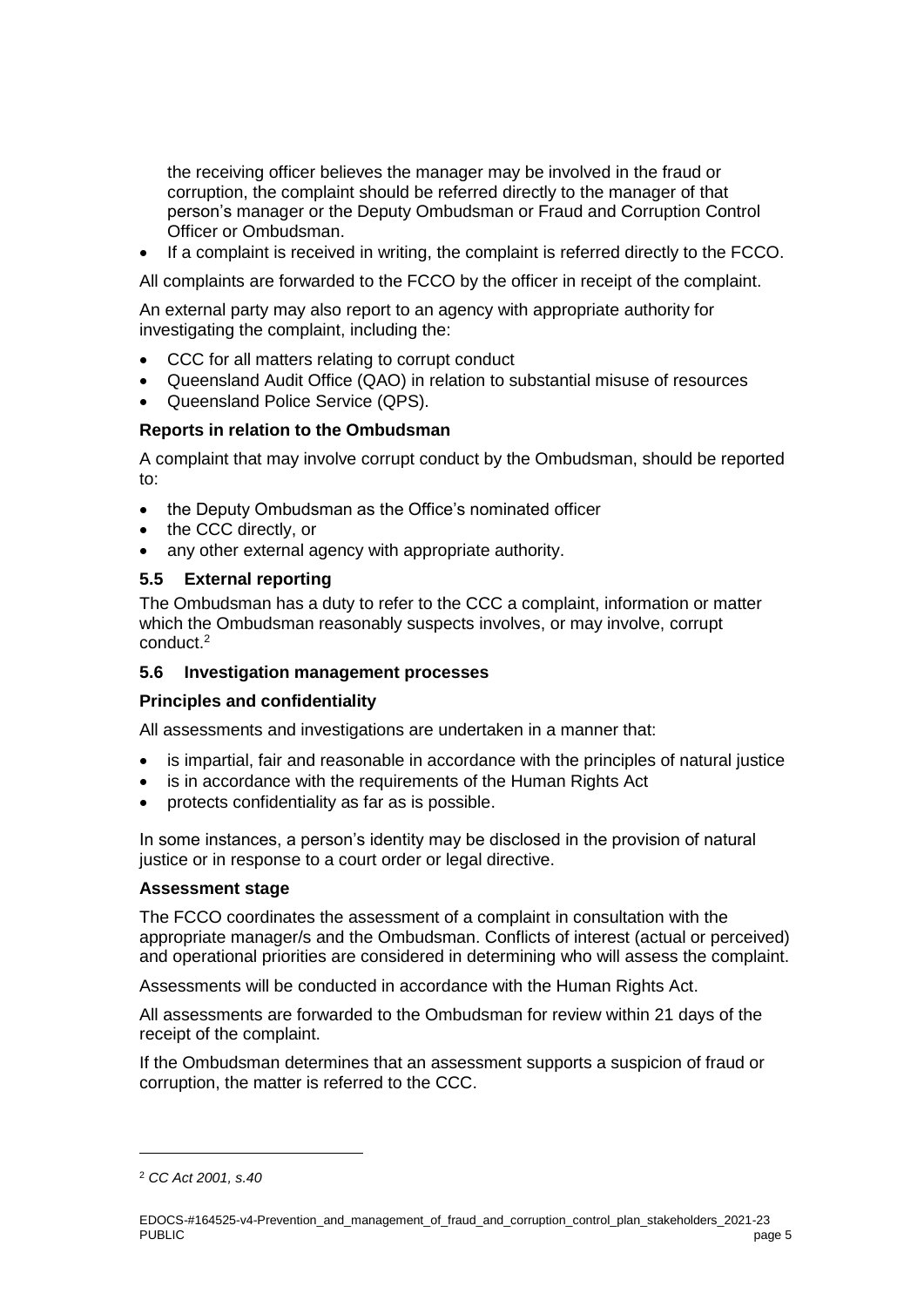the receiving officer believes the manager may be involved in the fraud or corruption, the complaint should be referred directly to the manager of that person's manager or the Deputy Ombudsman or Fraud and Corruption Control Officer or Ombudsman.

- If a complaint is received in writing, the complaint is referred directly to the FCCO.

All complaints are forwarded to the FCCO by the officer in receipt of the complaint.

An external party may also report to an agency with appropriate authority for investigating the complaint, including the:

- CCC for all matters relating to corrupt conduct
- Queensland Audit Office (QAO) in relation to substantial misuse of resources
- Queensland Police Service (QPS).

**Reports in relation to the Ombudsman**

A complaint that may involve corrupt conduct by the Ombudsman, should be reported to:

- the Deputy Ombudsman as the Office's nominated officer
- the CCC directly, or
- any other external agency with appropriate authority.

### 5.5 External reporting

The Ombudsman has a duty to refer to the CCC a complaint, information or matter which the Ombudsman reasonably suspects involves, or may involve, corrupt conduct.[2]

### 5.6 Investigation management processes

**Principles and confidentiality**

All assessments and investigations are undertaken in a manner that:

- is impartial, fair and reasonable in accordance with the principles of natural justice
- is in accordance with the requirements of the Human Rights Act
- protects confidentiality as far as is possible.

In some instances, a person's identity may be disclosed in the provision of natural justice or in response to a court order or legal directive.

**Assessment stage**

The FCCO coordinates the assessment of a complaint in consultation with the appropriate manager/s and the Ombudsman. Conflicts of interest (actual or perceived) and operational priorities are considered in determining who will assess the complaint.

Assessments will be conducted in accordance with the Human Rights Act.

All assessments are forwarded to the Ombudsman for review within 21 days of the receipt of the complaint.

If the Ombudsman determines that an assessment supports a suspicion of fraud or corruption, the matter is referred to the CCC.

---

[2] *CC Act 2001, s.40*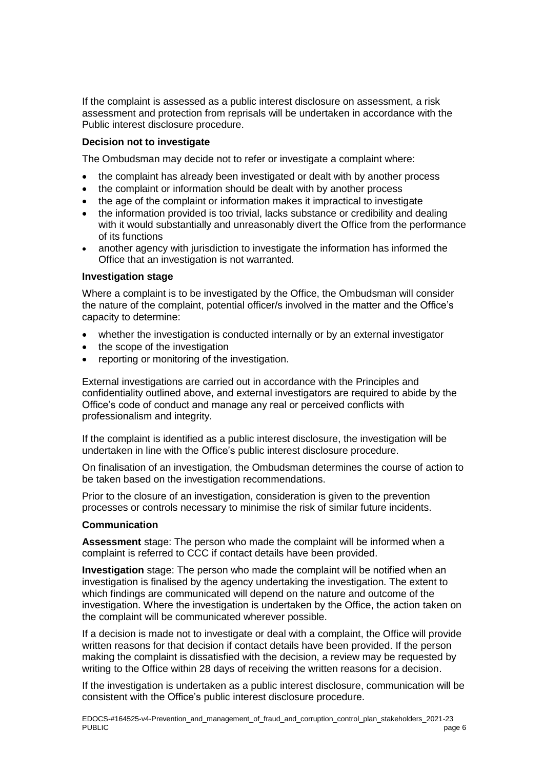If the complaint is assessed as a public interest disclosure on assessment, a risk assessment and protection from reprisals will be undertaken in accordance with the Public interest disclosure procedure.

**Decision not to investigate**

The Ombudsman may decide not to refer or investigate a complaint where:

- the complaint has already been investigated or dealt with by another process
- the complaint or information should be dealt with by another process
- the age of the complaint or information makes it impractical to investigate
- the information provided is too trivial, lacks substance or credibility and dealing with it would substantially and unreasonably divert the Office from the performance of its functions
- another agency with jurisdiction to investigate the information has informed the Office that an investigation is not warranted.

**Investigation stage**

Where a complaint is to be investigated by the Office, the Ombudsman will consider the nature of the complaint, potential officer/s involved in the matter and the Office's capacity to determine:

- whether the investigation is conducted internally or by an external investigator
- the scope of the investigation
- reporting or monitoring of the investigation.

External investigations are carried out in accordance with the Principles and confidentiality outlined above, and external investigators are required to abide by the Office's code of conduct and manage any real or perceived conflicts with professionalism and integrity.

If the complaint is identified as a public interest disclosure, the investigation will be undertaken in line with the Office's public interest disclosure procedure.

On finalisation of an investigation, the Ombudsman determines the course of action to be taken based on the investigation recommendations.

Prior to the closure of an investigation, consideration is given to the prevention processes or controls necessary to minimise the risk of similar future incidents.

**Communication**

**Assessment** stage: The person who made the complaint will be informed when a complaint is referred to CCC if contact details have been provided.

**Investigation** stage: The person who made the complaint will be notified when an investigation is finalised by the agency undertaking the investigation. The extent to which findings are communicated will depend on the nature and outcome of the investigation. Where the investigation is undertaken by the Office, the action taken on the complaint will be communicated wherever possible.

If a decision is made not to investigate or deal with a complaint, the Office will provide written reasons for that decision if contact details have been provided. If the person making the complaint is dissatisfied with the decision, a review may be requested by writing to the Office within 28 days of receiving the written reasons for a decision.

If the investigation is undertaken as a public interest disclosure, communication will be consistent with the Office's public interest disclosure procedure.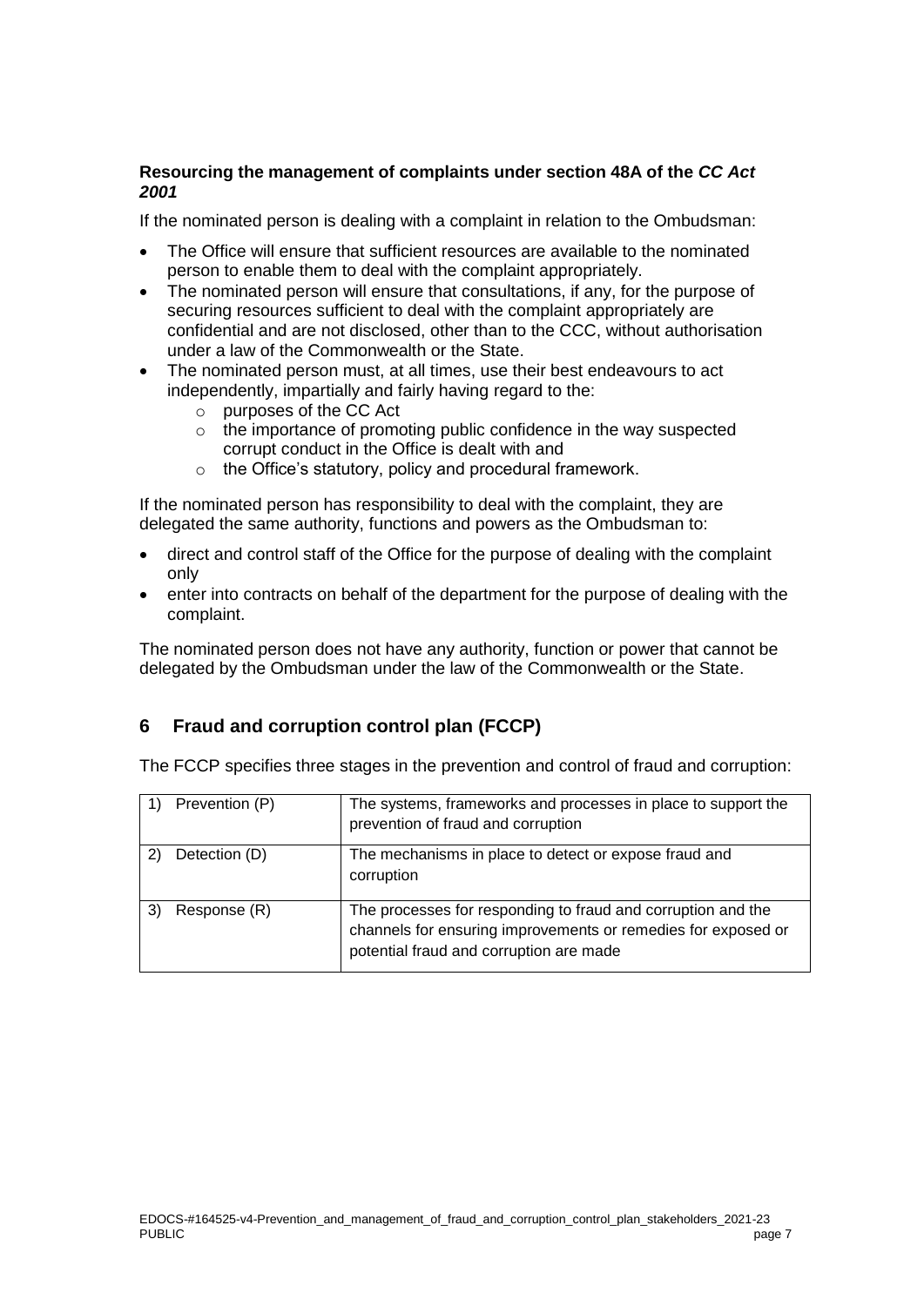**Resourcing the management of complaints under section 48A of the *CC Act 2001***

If the nominated person is dealing with a complaint in relation to the Ombudsman:

- The Office will ensure that sufficient resources are available to the nominated person to enable them to deal with the complaint appropriately.
- The nominated person will ensure that consultations, if any, for the purpose of securing resources sufficient to deal with the complaint appropriately are confidential and are not disclosed, other than to the CCC, without authorisation under a law of the Commonwealth or the State.
- The nominated person must, at all times, use their best endeavours to act independently, impartially and fairly having regard to the:
  - purposes of the CC Act
  - the importance of promoting public confidence in the way suspected corrupt conduct in the Office is dealt with and
  - the Office's statutory, policy and procedural framework.

If the nominated person has responsibility to deal with the complaint, they are delegated the same authority, functions and powers as the Ombudsman to:

- direct and control staff of the Office for the purpose of dealing with the complaint only
- enter into contracts on behalf of the department for the purpose of dealing with the complaint.

The nominated person does not have any authority, function or power that cannot be delegated by the Ombudsman under the law of the Commonwealth or the State.

## 6 Fraud and corruption control plan (FCCP)

The FCCP specifies three stages in the prevention and control of fraud and corruption:

| Stage | Description |
|---|---|
| 1) Prevention (P) | The systems, frameworks and processes in place to support the prevention of fraud and corruption |
| 2) Detection (D) | The mechanisms in place to detect or expose fraud and corruption |
| 3) Response (R) | The processes for responding to fraud and corruption and the channels for ensuring improvements or remedies for exposed or potential fraud and corruption are made |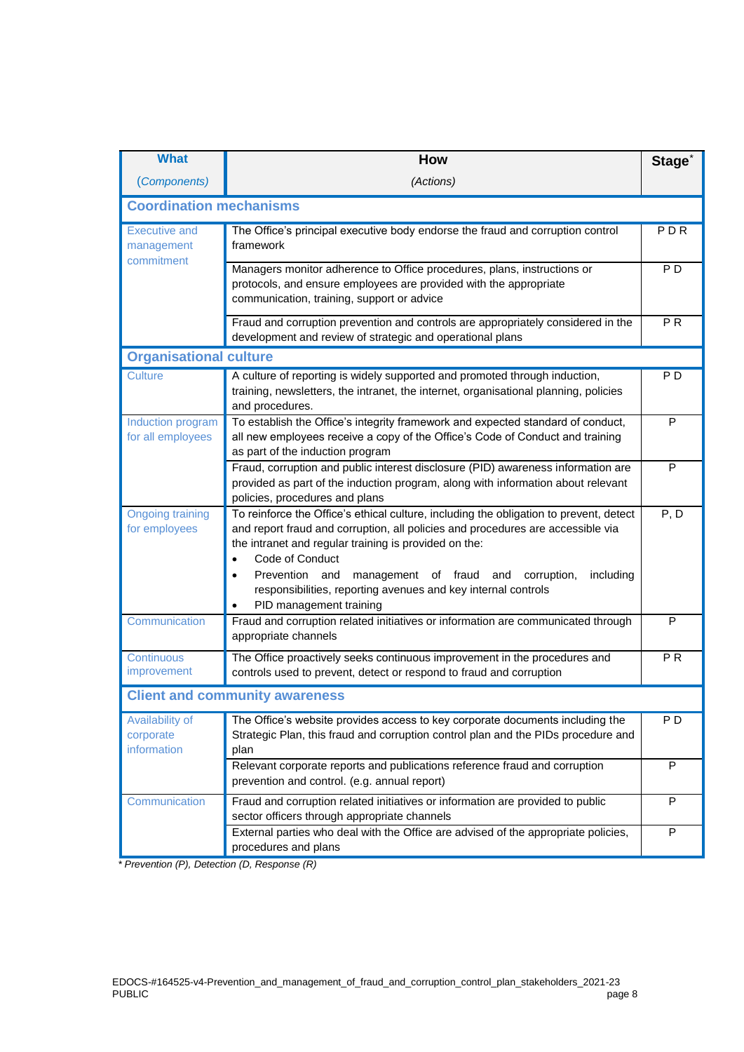| What<br>(Components) | How<br>(Actions) | Stage* |
|---|---|---|
| **Coordination mechanisms** | | |
| Executive and management commitment | The Office's principal executive body endorse the fraud and corruption control framework | P D R |
| | Managers monitor adherence to Office procedures, plans, instructions or protocols, and ensure employees are provided with the appropriate communication, training, support or advice | P D |
| | Fraud and corruption prevention and controls are appropriately considered in the development and review of strategic and operational plans | P R |
| **Organisational culture** | | |
| Culture | A culture of reporting is widely supported and promoted through induction, training, newsletters, the intranet, the internet, organisational planning, policies and procedures. | P D |
| Induction program for all employees | To establish the Office's integrity framework and expected standard of conduct, all new employees receive a copy of the Office's Code of Conduct and training as part of the induction program | P |
| | Fraud, corruption and public interest disclosure (PID) awareness information are provided as part of the induction program, along with information about relevant policies, procedures and plans | P |
| Ongoing training for employees | To reinforce the Office's ethical culture, including the obligation to prevent, detect and report fraud and corruption, all policies and procedures are accessible via the intranet and regular training is provided on the:<br>• Code of Conduct<br>• Prevention and management of fraud and corruption, including responsibilities, reporting avenues and key internal controls<br>• PID management training | P, D |
| Communication | Fraud and corruption related initiatives or information are communicated through appropriate channels | P |
| Continuous improvement | The Office proactively seeks continuous improvement in the procedures and controls used to prevent, detect or respond to fraud and corruption | P R |
| **Client and community awareness** | | |
| Availability of corporate information | The Office's website provides access to key corporate documents including the Strategic Plan, this fraud and corruption control plan and the PIDs procedure and plan | P D |
| | Relevant corporate reports and publications reference fraud and corruption prevention and control. (e.g. annual report) | P |
| Communication | Fraud and corruption related initiatives or information are provided to public sector officers through appropriate channels | P |
| | External parties who deal with the Office are advised of the appropriate policies, procedures and plans | P |

*\* Prevention (P), Detection (D, Response (R)*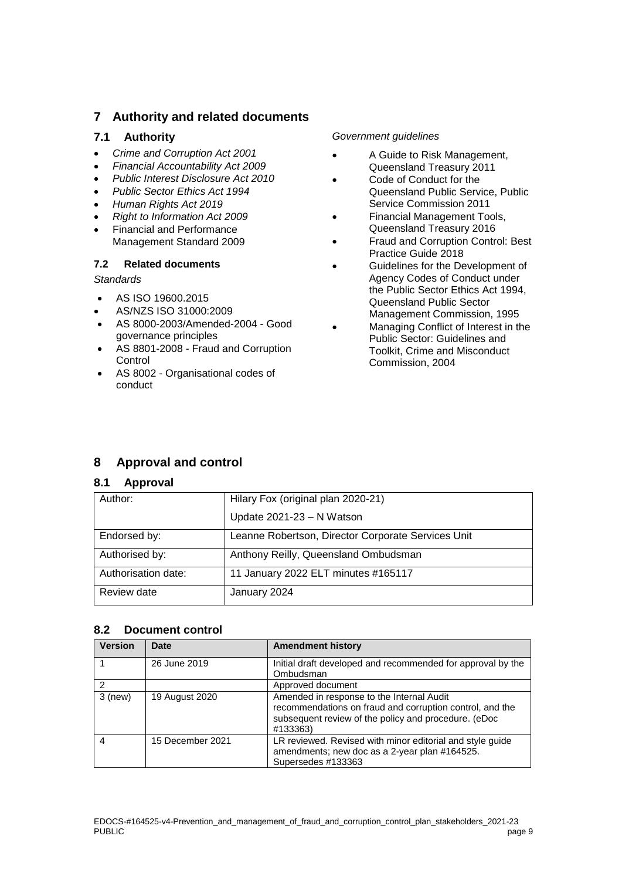# 7 Authority and related documents

## 7.1 Authority

- *Crime and Corruption Act 2001*
- *Financial Accountability Act 2009*
- *Public Interest Disclosure Act 2010*
- *Public Sector Ethics Act 1994*
- *Human Rights Act 2019*
- *Right to Information Act 2009*
- Financial and Performance Management Standard 2009

### 7.2 Related documents

*Standards*

- AS ISO 19600.2015
- AS/NZS ISO 31000:2009
- AS 8000-2003/Amended-2004 - Good governance principles
- AS 8801-2008 - Fraud and Corruption Control
- AS 8002 - Organisational codes of conduct

*Government guidelines*

- A Guide to Risk Management, Queensland Treasury 2011
- Code of Conduct for the Queensland Public Service, Public Service Commission 2011
- Financial Management Tools, Queensland Treasury 2016
- Fraud and Corruption Control: Best Practice Guide 2018
- Guidelines for the Development of Agency Codes of Conduct under the Public Sector Ethics Act 1994, Queensland Public Sector Management Commission, 1995
- Managing Conflict of Interest in the Public Sector: Guidelines and Toolkit, Crime and Misconduct Commission, 2004

# 8 Approval and control

## 8.1 Approval

| | |
|---|---|
| Author: | Hilary Fox (original plan 2020-21)<br>Update 2021-23 – N Watson |
| Endorsed by: | Leanne Robertson, Director Corporate Services Unit |
| Authorised by: | Anthony Reilly, Queensland Ombudsman |
| Authorisation date: | 11 January 2022 ELT minutes #165117 |
| Review date | January 2024 |

## 8.2 Document control

| Version | Date | Amendment history |
|---|---|---|
| 1 | 26 June 2019 | Initial draft developed and recommended for approval by the Ombudsman |
| 2 | | Approved document |
| 3 (new) | 19 August 2020 | Amended in response to the Internal Audit recommendations on fraud and corruption control, and the subsequent review of the policy and procedure. (eDoc #133363) |
| 4 | 15 December 2021 | LR reviewed. Revised with minor editorial and style guide amendments; new doc as a 2-year plan #164525. Supersedes #133363 |